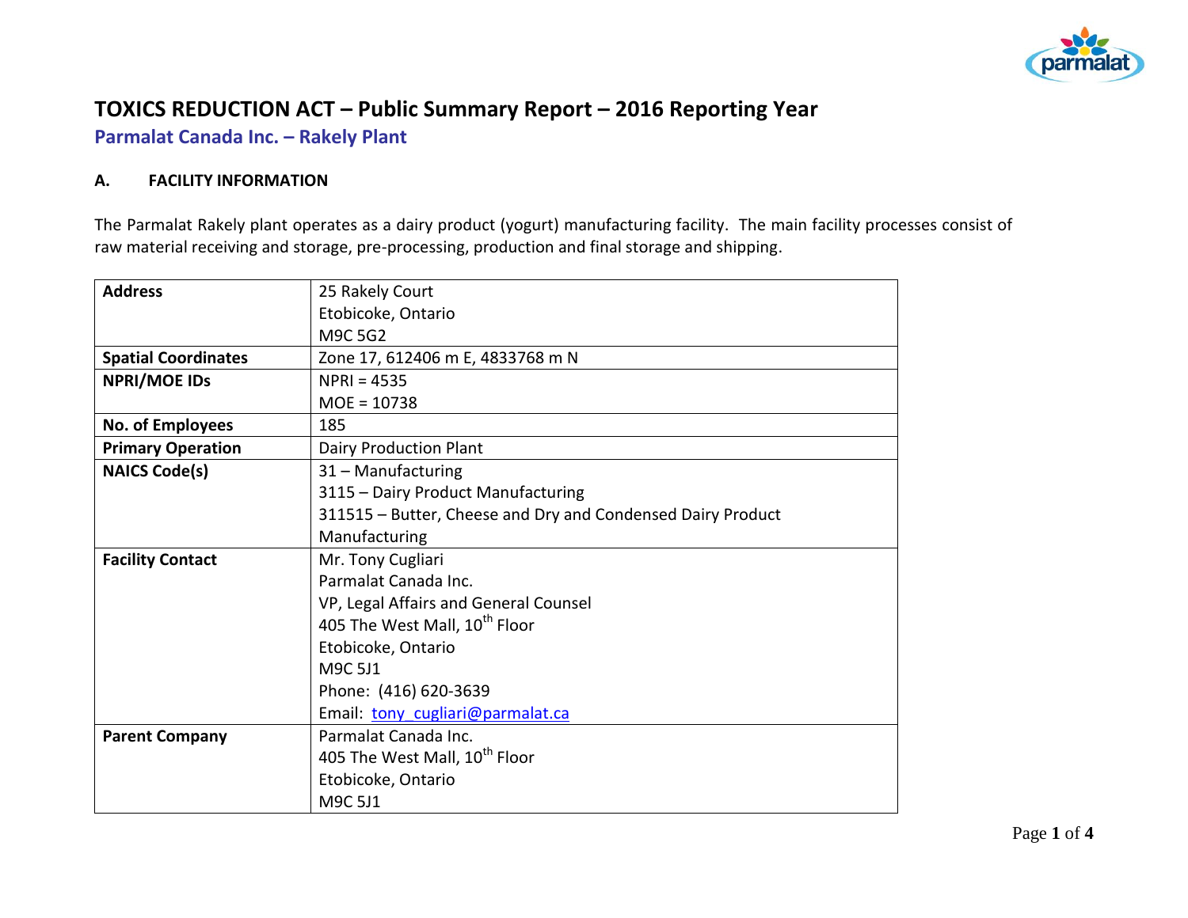# TOXICS REDUCTION ACT – Public Summary Report – 2016 Reporting Year

## Parmalat Canada Inc. – Rakely Plant

### A. FACILITY INFORMATION

The Parmalat Rakely plant operates as a dairy product (yogurt) manufacturing facility. The main facility processes consist of raw material receiving and storage, pre-processing, production and final storage and shipping.

| | |
|---|---|
| **Address** | 25 Rakely Court<br>Etobicoke, Ontario<br>M9C 5G2 |
| **Spatial Coordinates** | Zone 17, 612406 m E, 4833768 m N |
| **NPRI/MOE IDs** | NPRI = 4535<br>MOE = 10738 |
| **No. of Employees** | 185 |
| **Primary Operation** | Dairy Production Plant |
| **NAICS Code(s)** | 31 – Manufacturing<br>3115 – Dairy Product Manufacturing<br>311515 – Butter, Cheese and Dry and Condensed Dairy Product Manufacturing |
| **Facility Contact** | Mr. Tony Cugliari<br>Parmalat Canada Inc.<br>VP, Legal Affairs and General Counsel<br>405 The West Mall, 10th Floor<br>Etobicoke, Ontario<br>M9C 5J1<br>Phone: (416) 620-3639<br>Email: tony_cugliari@parmalat.ca |
| **Parent Company** | Parmalat Canada Inc.<br>405 The West Mall, 10th Floor<br>Etobicoke, Ontario<br>M9C 5J1 |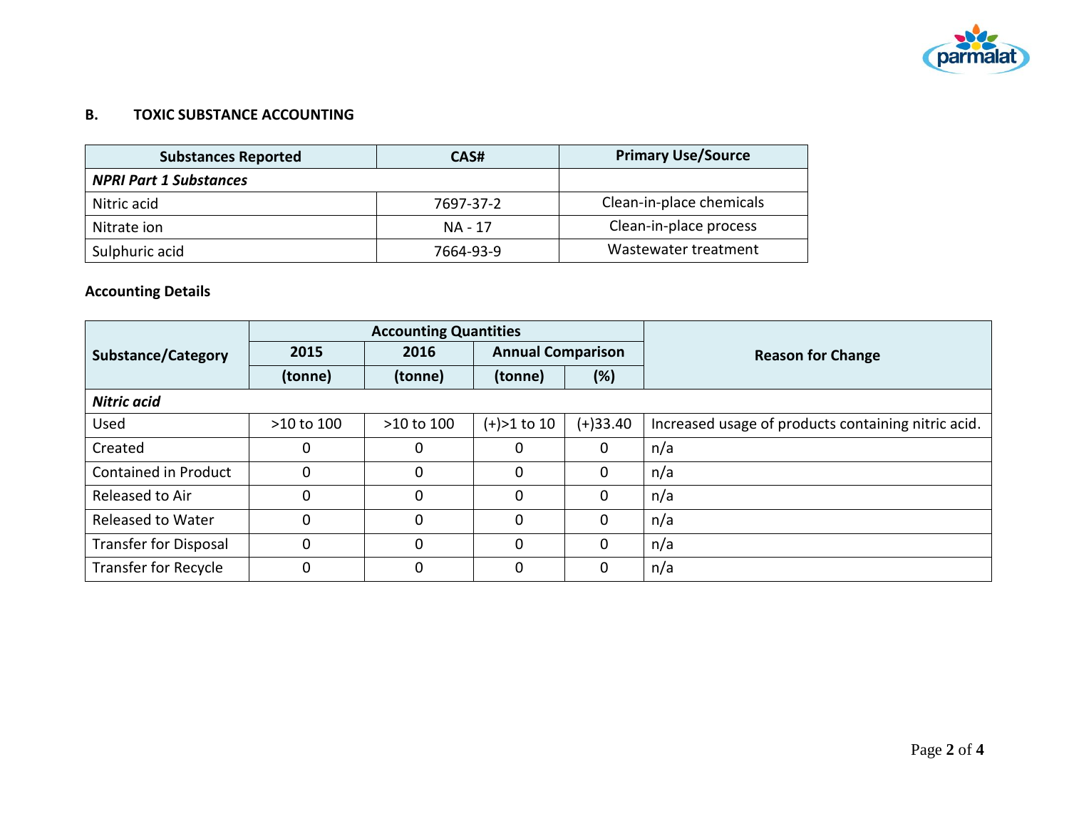## B. TOXIC SUBSTANCE ACCOUNTING

| Substances Reported | CAS# | Primary Use/Source |
|---|---|---|
| ***NPRI Part 1 Substances*** | | |
| Nitric acid | 7697-37-2 | Clean-in-place chemicals |
| Nitrate ion | NA - 17 | Clean-in-place process |
| Sulphuric acid | 7664-93-9 | Wastewater treatment |

**Accounting Details**

| Substance/Category | Accounting Quantities | | | | Reason for Change |
|---|---|---|---|---|---|
| | 2015 | 2016 | Annual Comparison | | |
| | (tonne) | (tonne) | (tonne) | (%) | |
| ***Nitric acid*** | | | | | |
| Used | >10 to 100 | >10 to 100 | (+)>1 to 10 | (+)33.40 | Increased usage of products containing nitric acid. |
| Created | 0 | 0 | 0 | 0 | n/a |
| Contained in Product | 0 | 0 | 0 | 0 | n/a |
| Released to Air | 0 | 0 | 0 | 0 | n/a |
| Released to Water | 0 | 0 | 0 | 0 | n/a |
| Transfer for Disposal | 0 | 0 | 0 | 0 | n/a |
| Transfer for Recycle | 0 | 0 | 0 | 0 | n/a |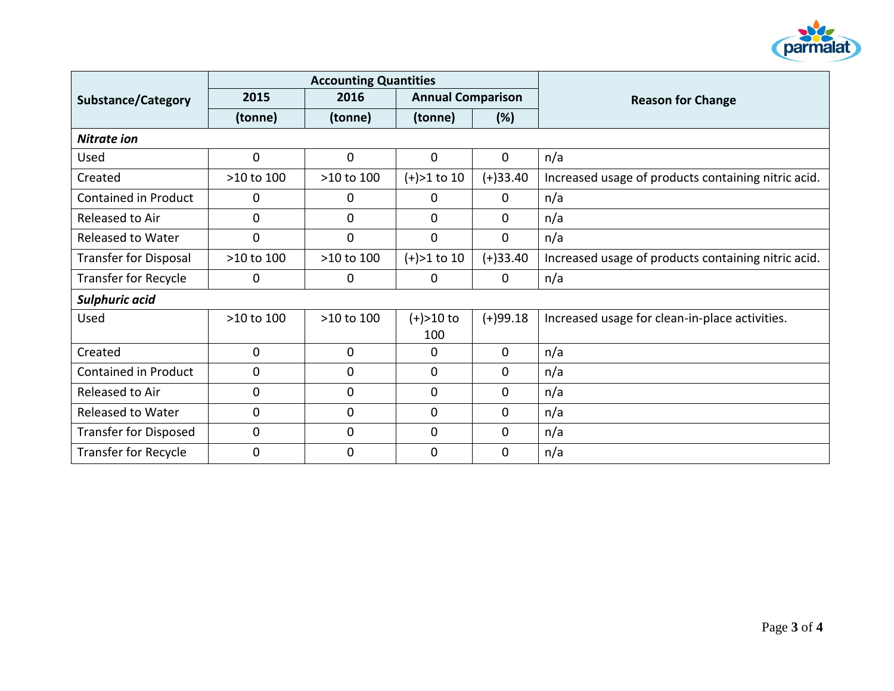| Substance/Category | Accounting Quantities | | | | Reason for Change |
|---|---|---|---|---|---|
| | 2015 | 2016 | Annual Comparison | | |
| | (tonne) | (tonne) | (tonne) | (%) | |
| ***Nitrate ion*** | | | | | |
| Used | 0 | 0 | 0 | 0 | n/a |
| Created | >10 to 100 | >10 to 100 | (+)>1 to 10 | (+)33.40 | Increased usage of products containing nitric acid. |
| Contained in Product | 0 | 0 | 0 | 0 | n/a |
| Released to Air | 0 | 0 | 0 | 0 | n/a |
| Released to Water | 0 | 0 | 0 | 0 | n/a |
| Transfer for Disposal | >10 to 100 | >10 to 100 | (+)>1 to 10 | (+)33.40 | Increased usage of products containing nitric acid. |
| Transfer for Recycle | 0 | 0 | 0 | 0 | n/a |
| ***Sulphuric acid*** | | | | | |
| Used | >10 to 100 | >10 to 100 | (+)>10 to 100 | (+)99.18 | Increased usage for clean-in-place activities. |
| Created | 0 | 0 | 0 | 0 | n/a |
| Contained in Product | 0 | 0 | 0 | 0 | n/a |
| Released to Air | 0 | 0 | 0 | 0 | n/a |
| Released to Water | 0 | 0 | 0 | 0 | n/a |
| Transfer for Disposed | 0 | 0 | 0 | 0 | n/a |
| Transfer for Recycle | 0 | 0 | 0 | 0 | n/a |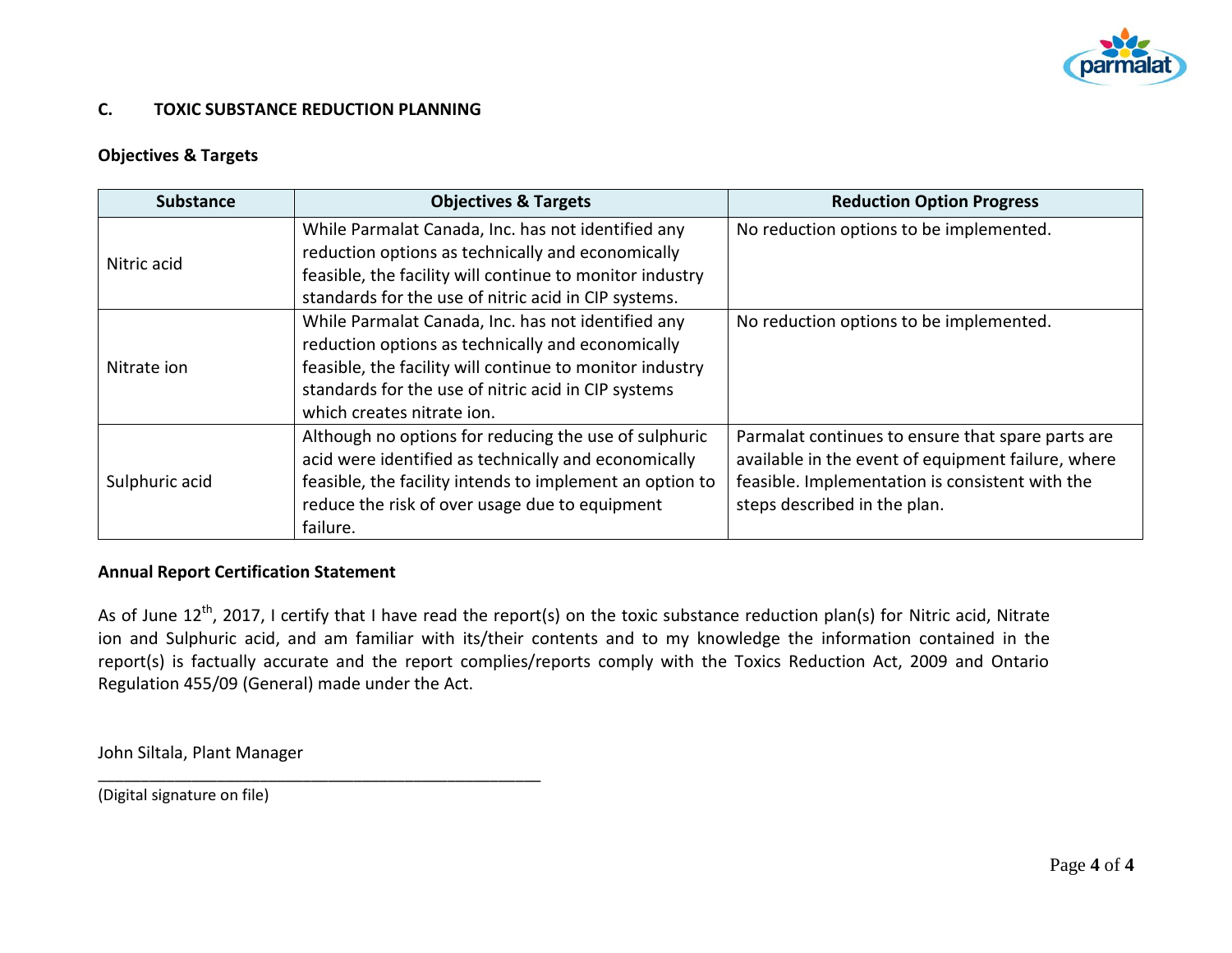## C. TOXIC SUBSTANCE REDUCTION PLANNING

### Objectives & Targets

| Substance | Objectives & Targets | Reduction Option Progress |
|---|---|---|
| Nitric acid | While Parmalat Canada, Inc. has not identified any reduction options as technically and economically feasible, the facility will continue to monitor industry standards for the use of nitric acid in CIP systems. | No reduction options to be implemented. |
| Nitrate ion | While Parmalat Canada, Inc. has not identified any reduction options as technically and economically feasible, the facility will continue to monitor industry standards for the use of nitric acid in CIP systems which creates nitrate ion. | No reduction options to be implemented. |
| Sulphuric acid | Although no options for reducing the use of sulphuric acid were identified as technically and economically feasible, the facility intends to implement an option to reduce the risk of over usage due to equipment failure. | Parmalat continues to ensure that spare parts are available in the event of equipment failure, where feasible. Implementation is consistent with the steps described in the plan. |

### Annual Report Certification Statement

As of June 12th, 2017, I certify that I have read the report(s) on the toxic substance reduction plan(s) for Nitric acid, Nitrate ion and Sulphuric acid, and am familiar with its/their contents and to my knowledge the information contained in the report(s) is factually accurate and the report complies/reports comply with the Toxics Reduction Act, 2009 and Ontario Regulation 455/09 (General) made under the Act.

John Siltala, Plant Manager

\_\_\_\_\_\_\_\_\_\_\_\_\_\_\_\_\_\_\_\_\_\_\_\_\_\_\_\_\_\_\_\_\_\_\_\_\_\_\_\_\_\_\_\_\_\_\_\_

(Digital signature on file)